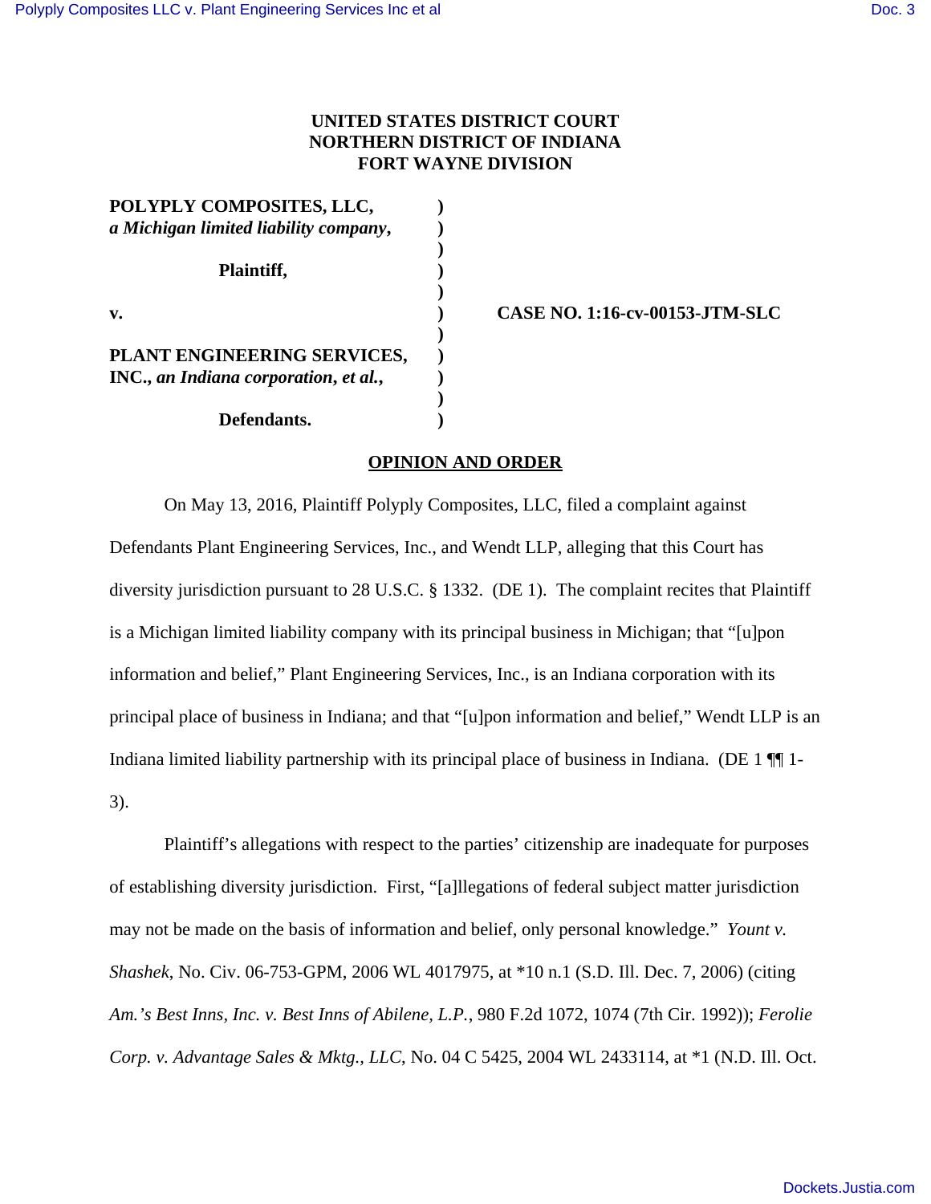**UNITED STATES DISTRICT COURT**
**NORTHERN DISTRICT OF INDIANA**
**FORT WAYNE DIVISION**

| | | |
|---|---|---|
| **POLYPLY COMPOSITES, LLC,** *a Michigan limited liability company*, | ) | |
| | ) | |
| **Plaintiff,** | ) | |
| | ) | |
| **v.** | ) | **CASE NO. 1:16-cv-00153-JTM-SLC** |
| | ) | |
| **PLANT ENGINEERING SERVICES, INC.,** *an Indiana corporation, et al.*, | ) | |
| | ) | |
| **Defendants.** | ) | |

## OPINION AND ORDER

On May 13, 2016, Plaintiff Polyply Composites, LLC, filed a complaint against Defendants Plant Engineering Services, Inc., and Wendt LLP, alleging that this Court has diversity jurisdiction pursuant to 28 U.S.C. § 1332. (DE 1). The complaint recites that Plaintiff is a Michigan limited liability company with its principal business in Michigan; that "[u]pon information and belief," Plant Engineering Services, Inc., is an Indiana corporation with its principal place of business in Indiana; and that "[u]pon information and belief," Wendt LLP is an Indiana limited liability partnership with its principal place of business in Indiana. (DE 1 ¶¶ 1-3).

Plaintiff's allegations with respect to the parties' citizenship are inadequate for purposes of establishing diversity jurisdiction. First, "[a]llegations of federal subject matter jurisdiction may not be made on the basis of information and belief, only personal knowledge." *Yount v. Shashek*, No. Civ. 06-753-GPM, 2006 WL 4017975, at *10 n.1 (S.D. Ill. Dec. 7, 2006) (citing *Am.'s Best Inns, Inc. v. Best Inns of Abilene, L.P.*, 980 F.2d 1072, 1074 (7th Cir. 1992)); *Ferolie Corp. v. Advantage Sales & Mktg., LLC*, No. 04 C 5425, 2004 WL 2433114, at *1 (N.D. Ill. Oct.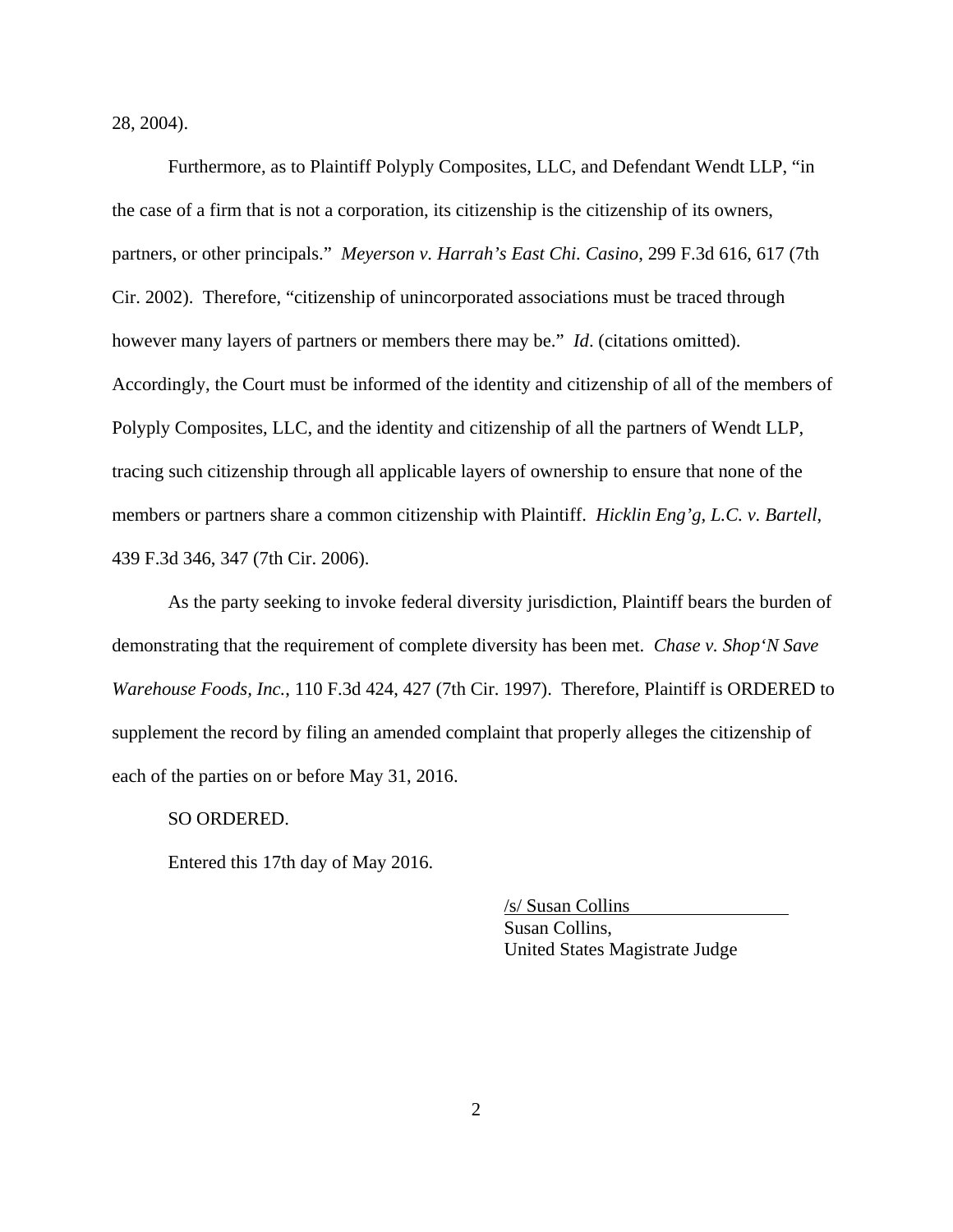28, 2004).

Furthermore, as to Plaintiff Polyply Composites, LLC, and Defendant Wendt LLP, "in the case of a firm that is not a corporation, its citizenship is the citizenship of its owners, partners, or other principals." *Meyerson v. Harrah's East Chi. Casino*, 299 F.3d 616, 617 (7th Cir. 2002). Therefore, "citizenship of unincorporated associations must be traced through however many layers of partners or members there may be." *Id*. (citations omitted). Accordingly, the Court must be informed of the identity and citizenship of all of the members of Polyply Composites, LLC, and the identity and citizenship of all the partners of Wendt LLP, tracing such citizenship through all applicable layers of ownership to ensure that none of the members or partners share a common citizenship with Plaintiff. *Hicklin Eng'g, L.C. v. Bartell*, 439 F.3d 346, 347 (7th Cir. 2006).

As the party seeking to invoke federal diversity jurisdiction, Plaintiff bears the burden of demonstrating that the requirement of complete diversity has been met. *Chase v. Shop'N Save Warehouse Foods, Inc.*, 110 F.3d 424, 427 (7th Cir. 1997). Therefore, Plaintiff is ORDERED to supplement the record by filing an amended complaint that properly alleges the citizenship of each of the parties on or before May 31, 2016.

SO ORDERED.

Entered this 17th day of May 2016.

/s/ Susan Collins
Susan Collins,
United States Magistrate Judge